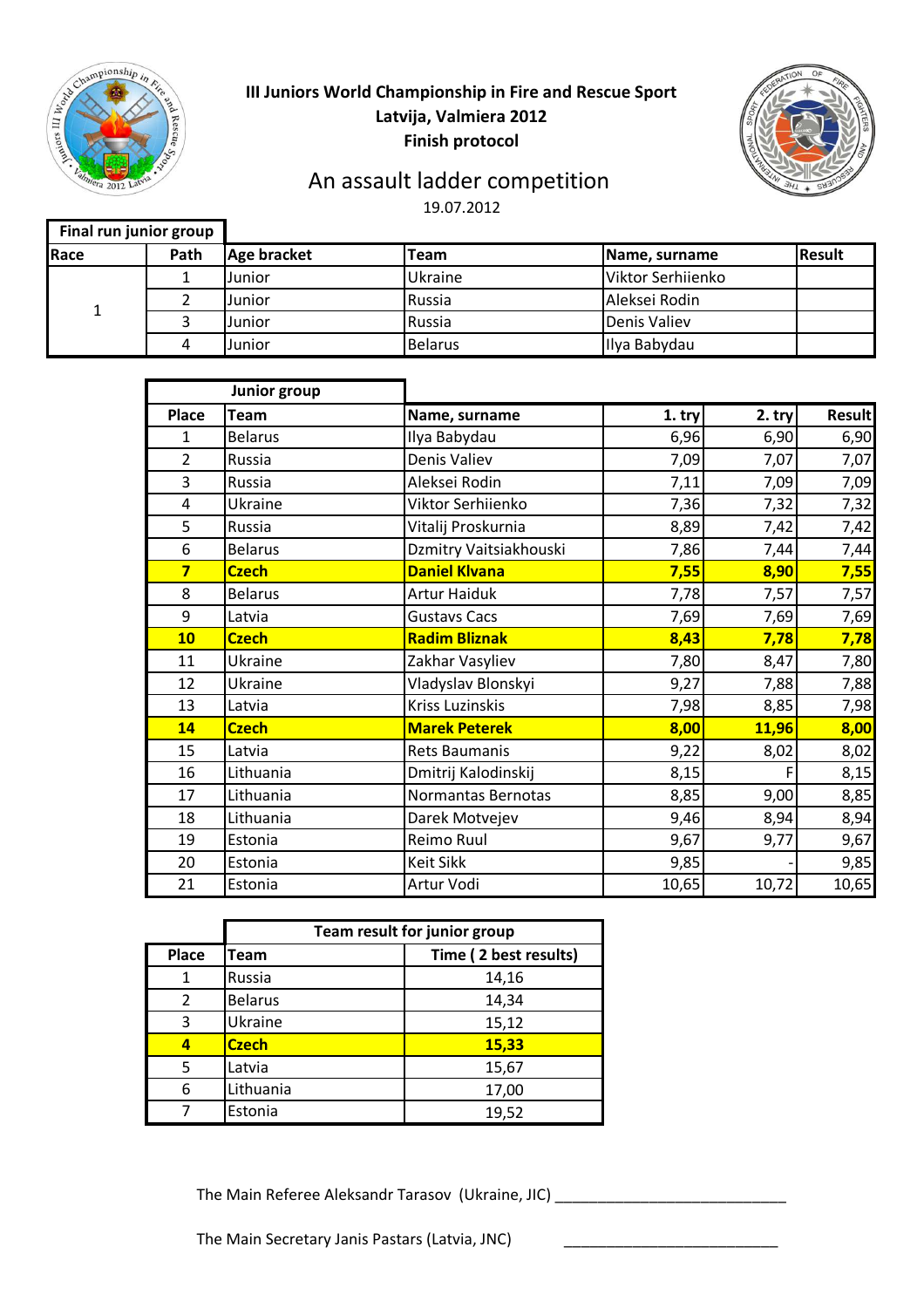# III Juniors World Championship in Fire and Rescue Sport

**Latvija, Valmiera 2012**

**Finish protocol**

## An assault ladder competition

19.07.2012

**Final run junior group**

| Race | Path | Age bracket | Team | Name, surname | Result |
|---|---|---|---|---|---|
| 1 | 1 | Junior | Ukraine | Viktor Serhiienko | |
| | 2 | Junior | Russia | Aleksei Rodin | |
| | 3 | Junior | Russia | Denis Valiev | |
| | 4 | Junior | Belarus | Ilya Babydau | |

**Junior group**

| Place | Team | Name, surname | 1. try | 2. try | Result |
|---|---|---|---|---|---|
| 1 | Belarus | Ilya Babydau | 6,96 | 6,90 | 6,90 |
| 2 | Russia | Denis Valiev | 7,09 | 7,07 | 7,07 |
| 3 | Russia | Aleksei Rodin | 7,11 | 7,09 | 7,09 |
| 4 | Ukraine | Viktor Serhiienko | 7,36 | 7,32 | 7,32 |
| 5 | Russia | Vitalij Proskurnia | 8,89 | 7,42 | 7,42 |
| 6 | Belarus | Dzmitry Vaitsiakhouski | 7,86 | 7,44 | 7,44 |
| **7** | **Czech** | **Daniel Klvana** | **7,55** | **8,90** | **7,55** |
| 8 | Belarus | Artur Haiduk | 7,78 | 7,57 | 7,57 |
| 9 | Latvia | Gustavs Cacs | 7,69 | 7,69 | 7,69 |
| **10** | **Czech** | **Radim Bliznak** | **8,43** | **7,78** | **7,78** |
| 11 | Ukraine | Zakhar Vasyliev | 7,80 | 8,47 | 7,80 |
| 12 | Ukraine | Vladyslav Blonskyi | 9,27 | 7,88 | 7,88 |
| 13 | Latvia | Kriss Luzinskis | 7,98 | 8,85 | 7,98 |
| **14** | **Czech** | **Marek Peterek** | **8,00** | **11,96** | **8,00** |
| 15 | Latvia | Rets Baumanis | 9,22 | 8,02 | 8,02 |
| 16 | Lithuania | Dmitrij Kalodinskij | 8,15 | F | 8,15 |
| 17 | Lithuania | Normantas Bernotas | 8,85 | 9,00 | 8,85 |
| 18 | Lithuania | Darek Motvejev | 9,46 | 8,94 | 8,94 |
| 19 | Estonia | Reimo Ruul | 9,67 | 9,77 | 9,67 |
| 20 | Estonia | Keit Sikk | 9,85 | - | 9,85 |
| 21 | Estonia | Artur Vodi | 10,65 | 10,72 | 10,65 |

**Team result for junior group**

| Place | Team | Time ( 2 best results) |
|---|---|---|
| 1 | Russia | 14,16 |
| 2 | Belarus | 14,34 |
| 3 | Ukraine | 15,12 |
| **4** | **Czech** | **15,33** |
| 5 | Latvia | 15,67 |
| 6 | Lithuania | 17,00 |
| 7 | Estonia | 19,52 |

The Main Referee Aleksandr Tarasov (Ukraine, JIC) ____________________________

The Main Secretary Janis Pastars (Latvia, JNC) ___________________________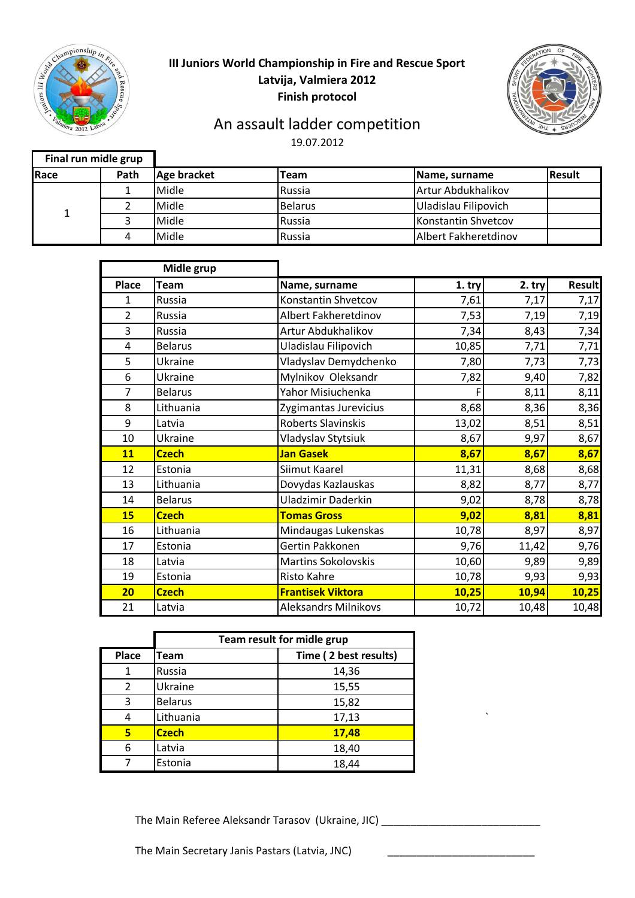# III Juniors World Championship in Fire and Rescue Sport

**Latvija, Valmiera 2012**

**Finish protocol**

## An assault ladder competition

19.07.2012

**Final run midle grup**

| Race | Path | Age bracket | Team | Name, surname | Result |
|---|---|---|---|---|---|
| 1 | 1 | Midle | Russia | Artur Abdukhalikov | |
| | 2 | Midle | Belarus | Uladislau Filipovich | |
| | 3 | Midle | Russia | Konstantin Shvetcov | |
| | 4 | Midle | Russia | Albert Fakheretdinov | |

**Midle grup**

| Place | Team | Name, surname | 1. try | 2. try | Result |
|---|---|---|---|---|---|
| 1 | Russia | Konstantin Shvetcov | 7,61 | 7,17 | 7,17 |
| 2 | Russia | Albert Fakheretdinov | 7,53 | 7,19 | 7,19 |
| 3 | Russia | Artur Abdukhalikov | 7,34 | 8,43 | 7,34 |
| 4 | Belarus | Uladislau Filipovich | 10,85 | 7,71 | 7,71 |
| 5 | Ukraine | Vladyslav Demydchenko | 7,80 | 7,73 | 7,73 |
| 6 | Ukraine | Mylnikov Oleksandr | 7,82 | 9,40 | 7,82 |
| 7 | Belarus | Yahor Misiuchenka | F | 8,11 | 8,11 |
| 8 | Lithuania | Zygimantas Jurevicius | 8,68 | 8,36 | 8,36 |
| 9 | Latvia | Roberts Slavinskis | 13,02 | 8,51 | 8,51 |
| 10 | Ukraine | Vladyslav Stytsiuk | 8,67 | 9,97 | 8,67 |
| **11** | **Czech** | **Jan Gasek** | **8,67** | **8,67** | **8,67** |
| 12 | Estonia | Siimut Kaarel | 11,31 | 8,68 | 8,68 |
| 13 | Lithuania | Dovydas Kazlauskas | 8,82 | 8,77 | 8,77 |
| 14 | Belarus | Uladzimir Daderkin | 9,02 | 8,78 | 8,78 |
| **15** | **Czech** | **Tomas Gross** | **9,02** | **8,81** | **8,81** |
| 16 | Lithuania | Mindaugas Lukenskas | 10,78 | 8,97 | 8,97 |
| 17 | Estonia | Gertin Pakkonen | 9,76 | 11,42 | 9,76 |
| 18 | Latvia | Martins Sokolovskis | 10,60 | 9,89 | 9,89 |
| 19 | Estonia | Risto Kahre | 10,78 | 9,93 | 9,93 |
| **20** | **Czech** | **Frantisek Viktora** | **10,25** | **10,94** | **10,25** |
| 21 | Latvia | Aleksandrs Milnikovs | 10,72 | 10,48 | 10,48 |

**Team result for midle grup**

| Place | Team | Time ( 2 best results) |
|---|---|---|
| 1 | Russia | 14,36 |
| 2 | Ukraine | 15,55 |
| 3 | Belarus | 15,82 |
| 4 | Lithuania | 17,13 |
| **5** | **Czech** | **17,48** |
| 6 | Latvia | 18,40 |
| 7 | Estonia | 18,44 |

The Main Referee Aleksandr Tarasov (Ukraine, JIC) ____________________________

The Main Secretary Janis Pastars (Latvia, JNC) __________________________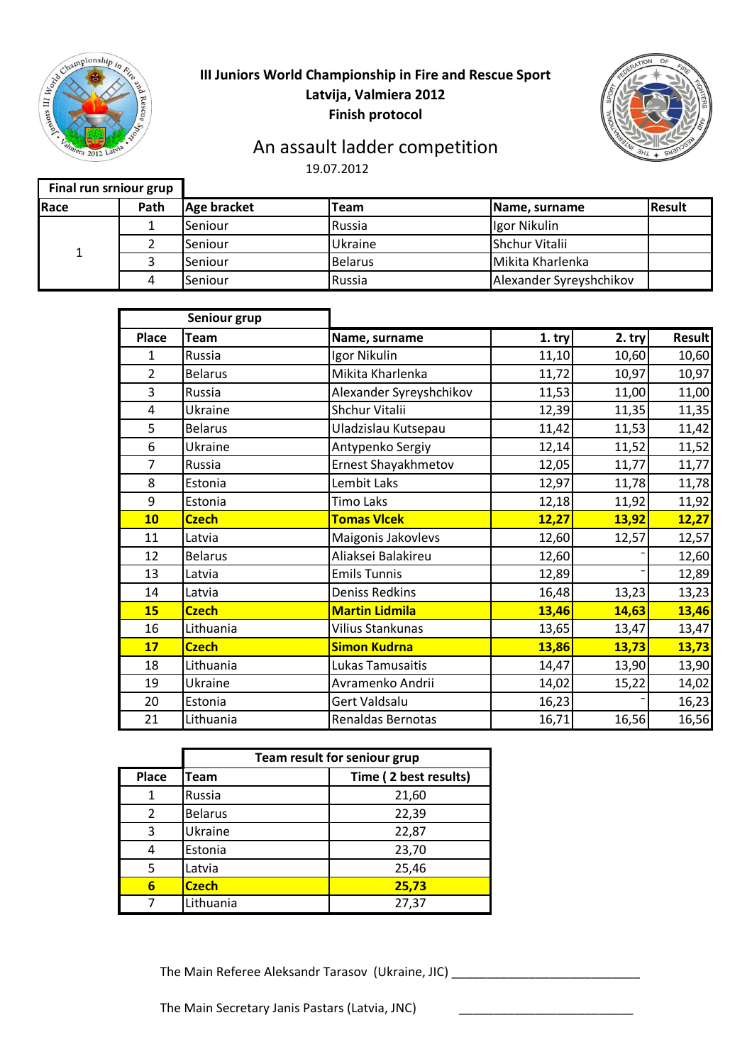**III Juniors World Championship in Fire and Rescue Sport**
**Latvija, Valmiera 2012**
**Finish protocol**

## An assault ladder competition

19.07.2012

**Final run srniour grup**

| Race | Path | Age bracket | Team | Name, surname | Result |
|---|---|---|---|---|---|
| 1 | 1 | Seniour | Russia | Igor Nikulin | |
| | 2 | Seniour | Ukraine | Shchur Vitalii | |
| | 3 | Seniour | Belarus | Mikita Kharlenka | |
| | 4 | Seniour | Russia | Alexander Syreyshchikov | |

**Seniour grup**

| Place | Team | Name, surname | 1. try | 2. try | Result |
|---|---|---|---|---|---|
| 1 | Russia | Igor Nikulin | 11,10 | 10,60 | 10,60 |
| 2 | Belarus | Mikita Kharlenka | 11,72 | 10,97 | 10,97 |
| 3 | Russia | Alexander Syreyshchikov | 11,53 | 11,00 | 11,00 |
| 4 | Ukraine | Shchur Vitalii | 12,39 | 11,35 | 11,35 |
| 5 | Belarus | Uladzislau Kutsepau | 11,42 | 11,53 | 11,42 |
| 6 | Ukraine | Antypenko Sergiy | 12,14 | 11,52 | 11,52 |
| 7 | Russia | Ernest Shayakhmetov | 12,05 | 11,77 | 11,77 |
| 8 | Estonia | Lembit Laks | 12,97 | 11,78 | 11,78 |
| 9 | Estonia | Timo Laks | 12,18 | 11,92 | 11,92 |
| **10** | **Czech** | **Tomas Vlcek** | **12,27** | **13,92** | **12,27** |
| 11 | Latvia | Maigonis Jakovlevs | 12,60 | 12,57 | 12,57 |
| 12 | Belarus | Aliaksei Balakireu | 12,60 | - | 12,60 |
| 13 | Latvia | Emils Tunnis | 12,89 | - | 12,89 |
| 14 | Latvia | Deniss Redkins | 16,48 | 13,23 | 13,23 |
| **15** | **Czech** | **Martin Lidmila** | **13,46** | **14,63** | **13,46** |
| 16 | Lithuania | Vilius Stankunas | 13,65 | 13,47 | 13,47 |
| **17** | **Czech** | **Simon Kudrna** | **13,86** | **13,73** | **13,73** |
| 18 | Lithuania | Lukas Tamusaitis | 14,47 | 13,90 | 13,90 |
| 19 | Ukraine | Avramenko Andrii | 14,02 | 15,22 | 14,02 |
| 20 | Estonia | Gert Valdsalu | 16,23 | - | 16,23 |
| 21 | Lithuania | Renaldas Bernotas | 16,71 | 16,56 | 16,56 |

**Team result for seniour grup**

| Place | Team | Time ( 2 best results) |
|---|---|---|
| 1 | Russia | 21,60 |
| 2 | Belarus | 22,39 |
| 3 | Ukraine | 22,87 |
| 4 | Estonia | 23,70 |
| 5 | Latvia | 25,46 |
| **6** | **Czech** | **25,73** |
| 7 | Lithuania | 27,37 |

The Main Referee Aleksandr Tarasov (Ukraine, JIC) ______________________________

The Main Secretary Janis Pastars (Latvia, JNC) ____________________________